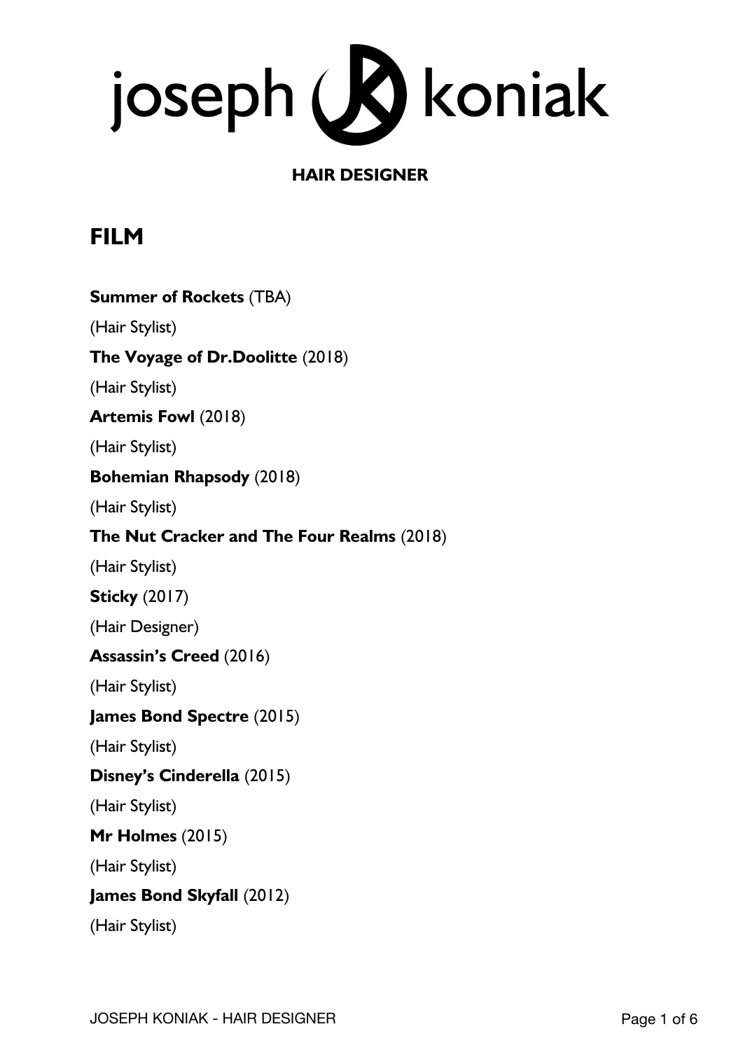# joseph koniak

**HAIR DESIGNER**

## FILM

**Summer of Rockets** (TBA)

(Hair Stylist)

**The Voyage of Dr.Doolitte** (2018)

(Hair Stylist)

**Artemis Fowl** (2018)

(Hair Stylist)

**Bohemian Rhapsody** (2018)

(Hair Stylist)

**The Nut Cracker and The Four Realms** (2018)

(Hair Stylist)

**Sticky** (2017)

(Hair Designer)

**Assassin's Creed** (2016)

(Hair Stylist)

**James Bond Spectre** (2015)

(Hair Stylist)

**Disney's Cinderella** (2015)

(Hair Stylist)

**Mr Holmes** (2015)

(Hair Stylist)

**James Bond Skyfall** (2012)

(Hair Stylist)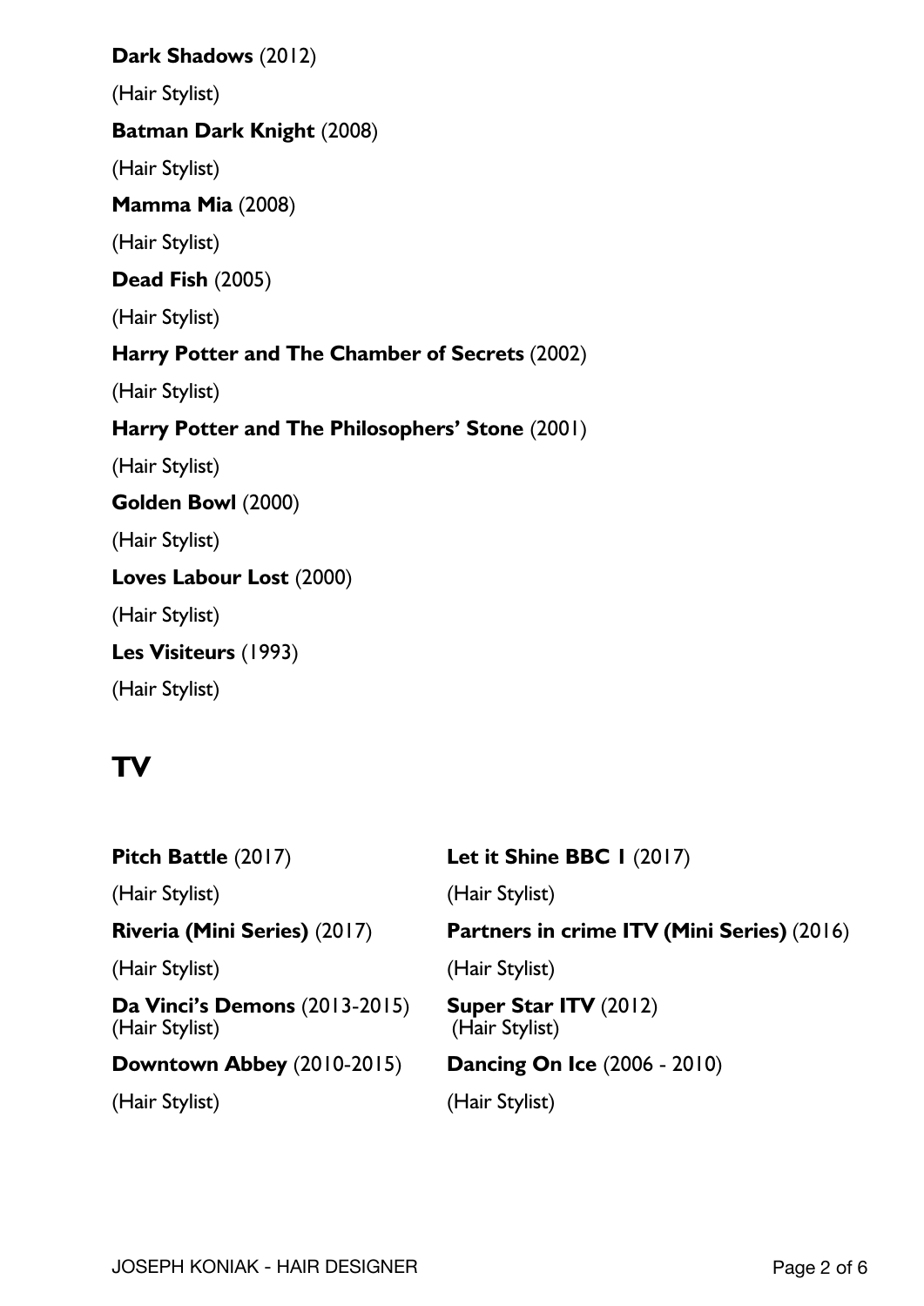**Dark Shadows** (2012)

(Hair Stylist)

**Batman Dark Knight** (2008)

(Hair Stylist)

**Mamma Mia** (2008)

(Hair Stylist)

**Dead Fish** (2005)

(Hair Stylist)

**Harry Potter and The Chamber of Secrets** (2002)

(Hair Stylist)

**Harry Potter and The Philosophers' Stone** (2001)

(Hair Stylist)

**Golden Bowl** (2000)

(Hair Stylist)

**Loves Labour Lost** (2000)

(Hair Stylist)

**Les Visiteurs** (1993)

(Hair Stylist)

## TV

**Pitch Battle** (2017)

(Hair Stylist)

**Riveria (Mini Series)** (2017)

(Hair Stylist)

**Da Vinci's Demons** (2013-2015)
(Hair Stylist)

**Downtown Abbey** (2010-2015)

(Hair Stylist)

**Let it Shine BBC 1** (2017)

(Hair Stylist)

**Partners in crime ITV (Mini Series)** (2016)

(Hair Stylist)

**Super Star ITV** (2012)
(Hair Stylist)

**Dancing On Ice** (2006 - 2010)

(Hair Stylist)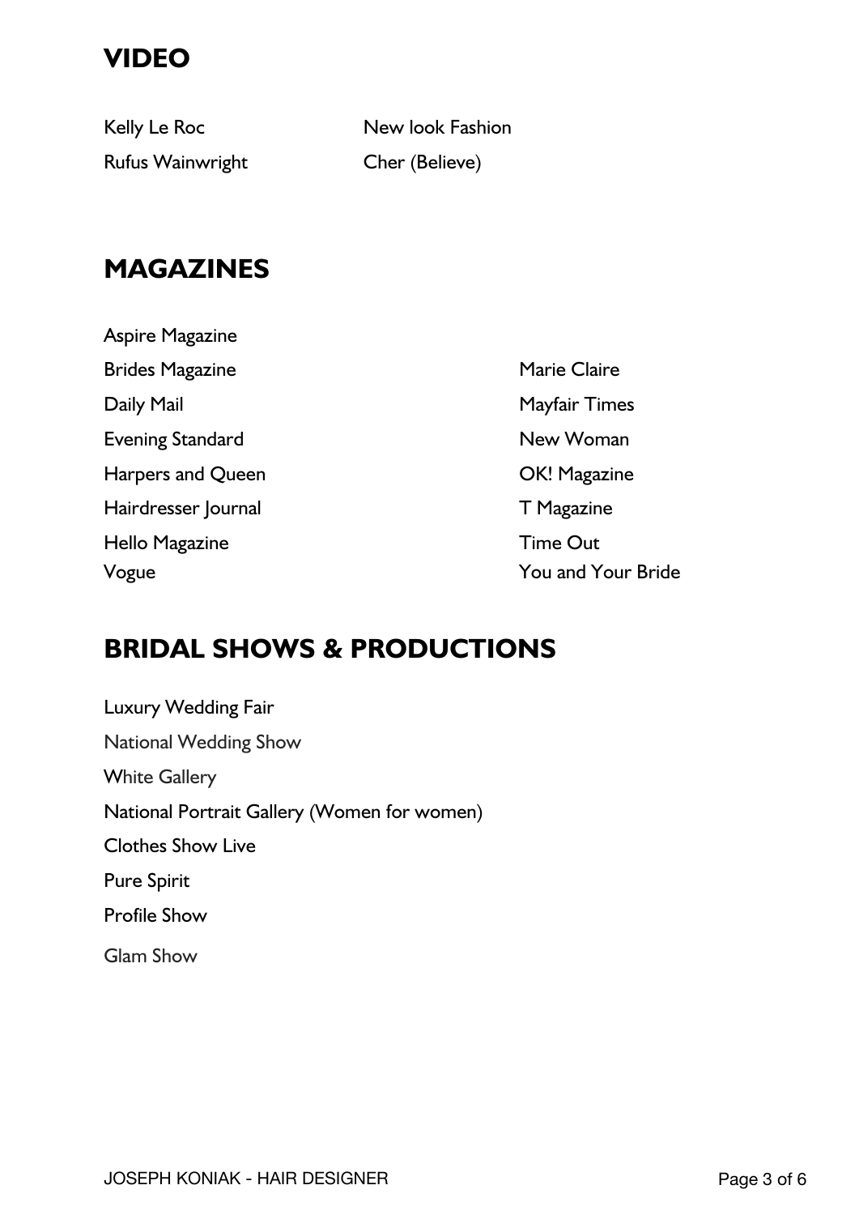## VIDEO

Kelly Le Roc

New look Fashion

Rufus Wainwright

Cher (Believe)

## MAGAZINES

Aspire Magazine

Brides Magazine

Daily Mail

Evening Standard

Harpers and Queen

Hairdresser Journal

Hello Magazine

Vogue

Marie Claire

Mayfair Times

New Woman

OK! Magazine

T Magazine

Time Out

You and Your Bride

## BRIDAL SHOWS & PRODUCTIONS

Luxury Wedding Fair

National Wedding Show

White Gallery

National Portrait Gallery (Women for women)

Clothes Show Live

Pure Spirit

Profile Show

Glam Show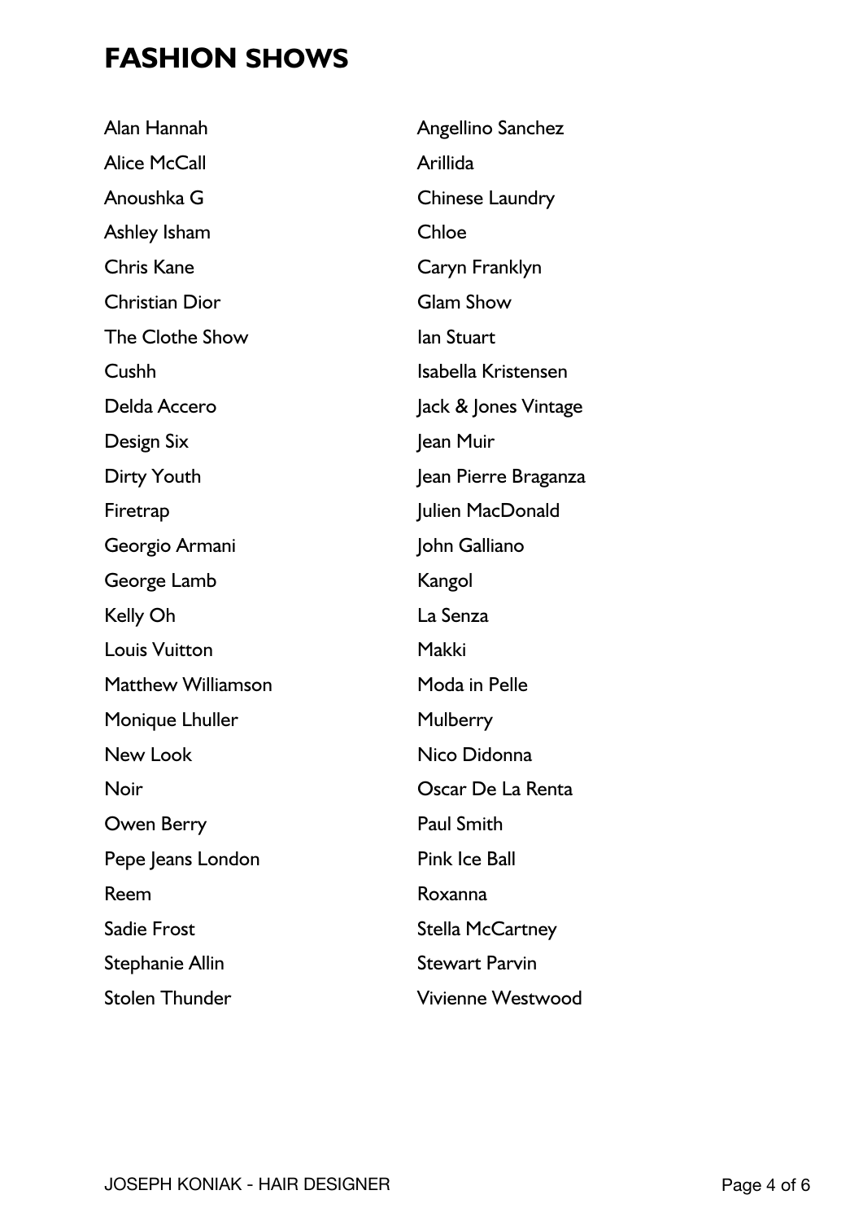# FASHION SHOWS

Alan Hannah
Alice McCall
Anoushka G
Ashley Isham
Chris Kane
Christian Dior
The Clothe Show
Cushh
Delda Accero
Design Six
Dirty Youth
Firetrap
Georgio Armani
George Lamb
Kelly Oh
Louis Vuitton
Matthew Williamson
Monique Lhuller
New Look
Noir
Owen Berry
Pepe Jeans London
Reem
Sadie Frost
Stephanie Allin
Stolen Thunder
Angellino Sanchez
Arillida
Chinese Laundry
Chloe
Caryn Franklyn
Glam Show
Ian Stuart
Isabella Kristensen
Jack & Jones Vintage
Jean Muir
Jean Pierre Braganza
Julien MacDonald
John Galliano
Kangol
La Senza
Makki
Moda in Pelle
Mulberry
Nico Didonna
Oscar De La Renta
Paul Smith
Pink Ice Ball
Roxanna
Stella McCartney
Stewart Parvin
Vivienne Westwood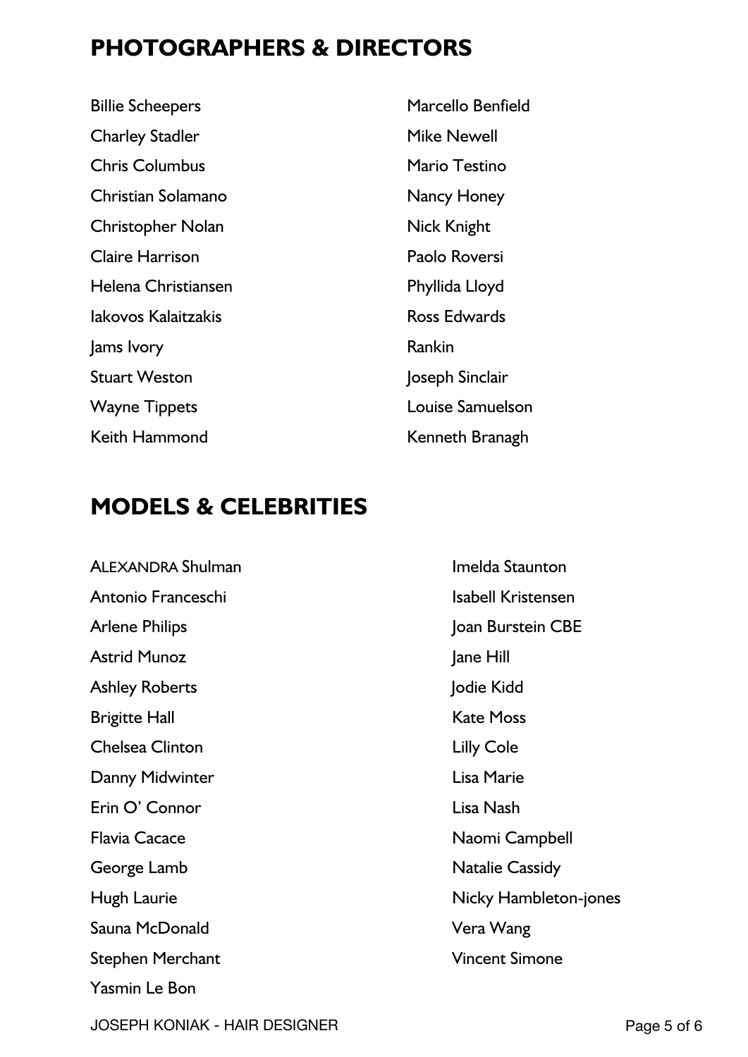## PHOTOGRAPHERS & DIRECTORS

Billie Scheepers
Charley Stadler
Chris Columbus
Christian Solamano
Christopher Nolan
Claire Harrison
Helena Christiansen
Iakovos Kalaitzakis
Jams Ivory
Stuart Weston
Wayne Tippets
Keith Hammond
Marcello Benfield
Mike Newell
Mario Testino
Nancy Honey
Nick Knight
Paolo Roversi
Phyllida Lloyd
Ross Edwards
Rankin
Joseph Sinclair
Louise Samuelson
Kenneth Branagh

## MODELS & CELEBRITIES

ALEXANDRA Shulman
Antonio Franceschi
Arlene Philips
Astrid Munoz
Ashley Roberts
Brigitte Hall
Chelsea Clinton
Danny Midwinter
Erin O' Connor
Flavia Cacace
George Lamb
Hugh Laurie
Sauna McDonald
Stephen Merchant
Yasmin Le Bon
Imelda Staunton
Isabell Kristensen
Joan Burstein CBE
Jane Hill
Jodie Kidd
Kate Moss
Lilly Cole
Lisa Marie
Lisa Nash
Naomi Campbell
Natalie Cassidy
Nicky Hambleton-jones
Vera Wang
Vincent Simone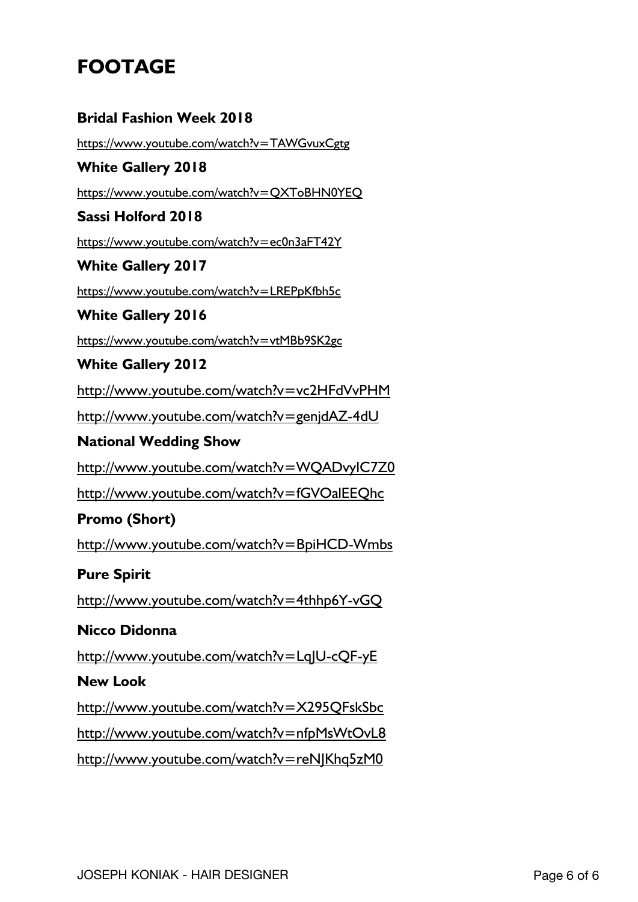# FOOTAGE

**Bridal Fashion Week 2018**

https://www.youtube.com/watch?v=TAWGvuxCgtg

**White Gallery 2018**

https://www.youtube.com/watch?v=QXToBHN0YEQ

**Sassi Holford 2018**

https://www.youtube.com/watch?v=ec0n3aFT42Y

**White Gallery 2017**

https://www.youtube.com/watch?v=LREPpKfbh5c

**White Gallery 2016**

https://www.youtube.com/watch?v=vtMBb9SK2gc

**White Gallery 2012**

http://www.youtube.com/watch?v=vc2HFdVvPHM

http://www.youtube.com/watch?v=genjdAZ-4dU

**National Wedding Show**

http://www.youtube.com/watch?v=WQADvyIC7Z0

http://www.youtube.com/watch?v=fGVOalEEQhc

**Promo (Short)**

http://www.youtube.com/watch?v=BpiHCD-Wmbs

**Pure Spirit**

http://www.youtube.com/watch?v=4thhp6Y-vGQ

**Nicco Didonna**

http://www.youtube.com/watch?v=LqJU-cQF-yE

**New Look**

http://www.youtube.com/watch?v=X295QFskSbc

http://www.youtube.com/watch?v=nfpMsWtOvL8

http://www.youtube.com/watch?v=reNJKhq5zM0